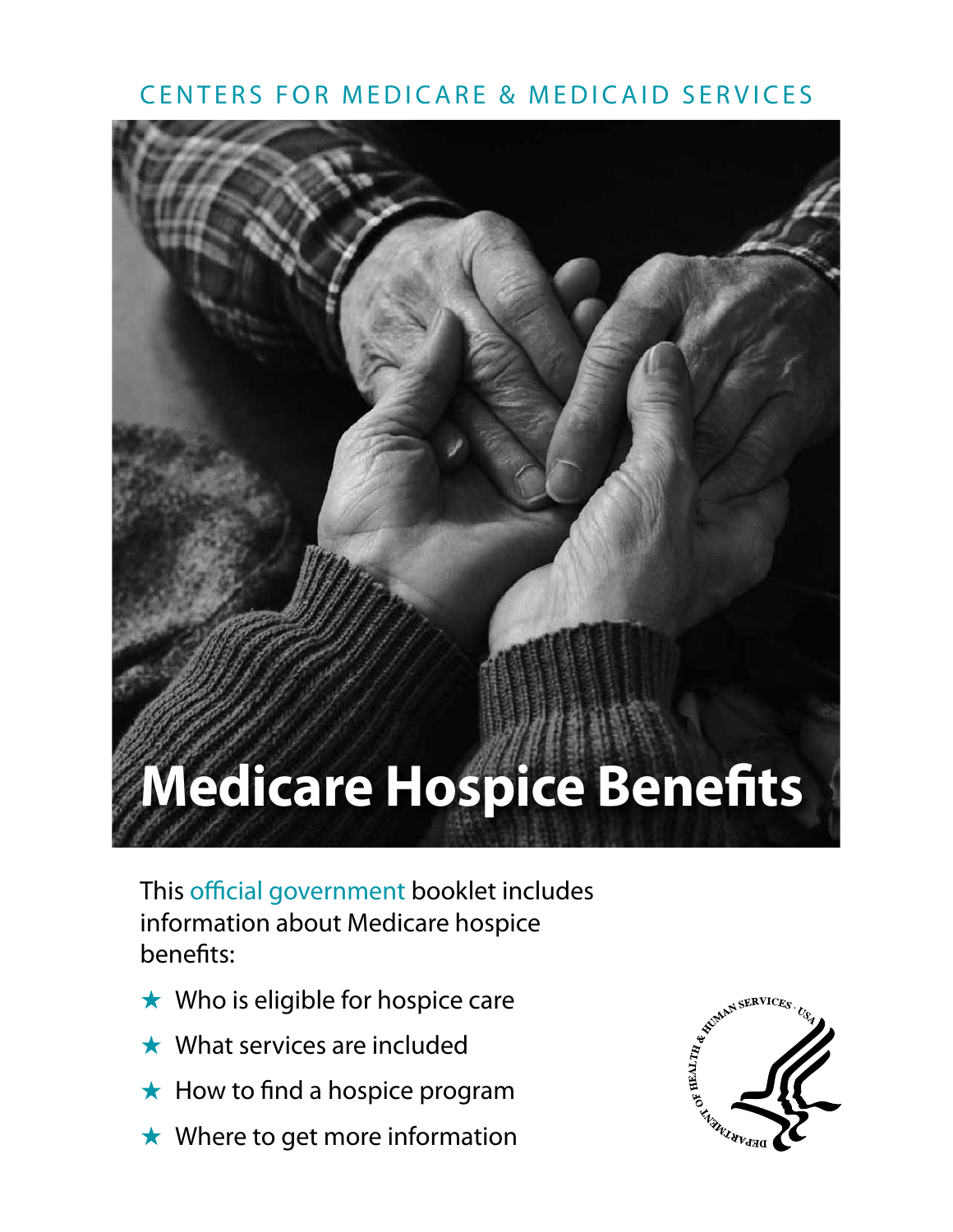CENTERS FOR MEDICARE & MEDICAID SERVICES

# Medicare Hospice Benefits

This official government booklet includes information about Medicare hospice benefits:

- ★ Who is eligible for hospice care
- ★ What services are included
- ★ How to find a hospice program
- ★ Where to get more information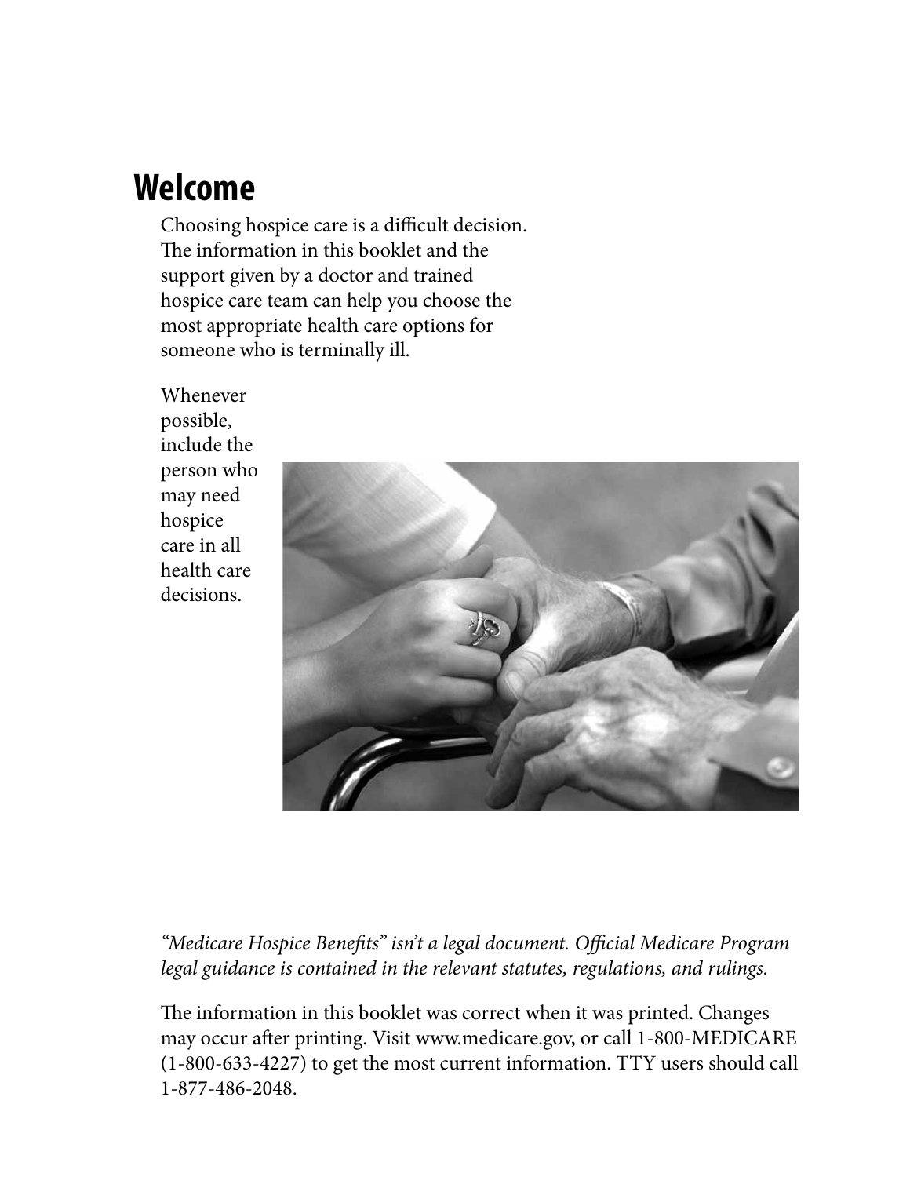# Welcome

Choosing hospice care is a difficult decision. The information in this booklet and the support given by a doctor and trained hospice care team can help you choose the most appropriate health care options for someone who is terminally ill.

Whenever possible, include the person who may need hospice care in all health care decisions.

*"Medicare Hospice Benefits" isn't a legal document. Official Medicare Program legal guidance is contained in the relevant statutes, regulations, and rulings.*

The information in this booklet was correct when it was printed. Changes may occur after printing. Visit www.medicare.gov, or call 1-800-MEDICARE (1-800-633-4227) to get the most current information. TTY users should call 1-877-486-2048.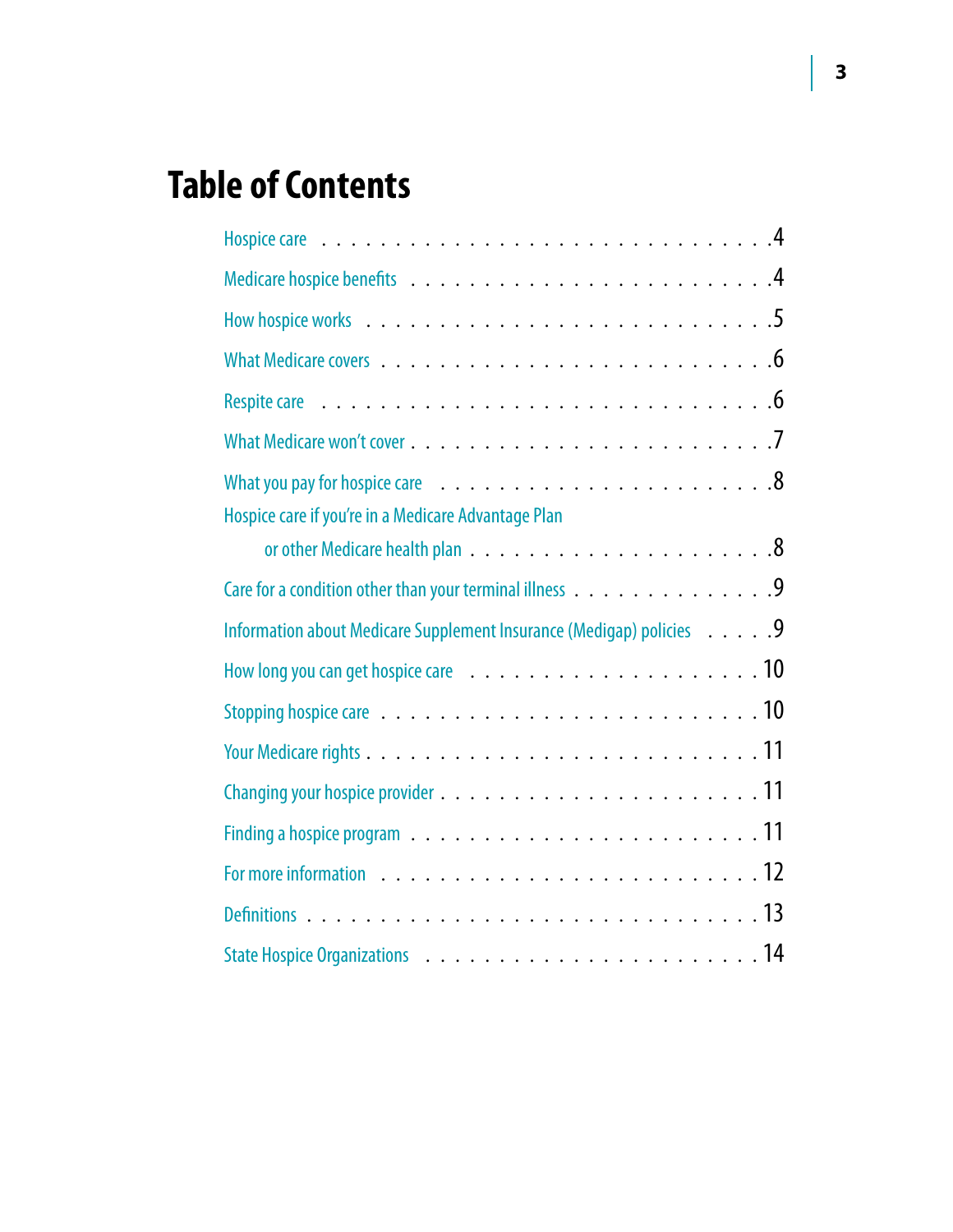# Table of Contents

Hospice care . . . . . . . . . . . . . . . . . . . . . . . . . . . . 4

Medicare hospice benefits . . . . . . . . . . . . . . . . . . . . . . . . 4

How hospice works . . . . . . . . . . . . . . . . . . . . . . . . . . 5

What Medicare covers . . . . . . . . . . . . . . . . . . . . . . . . . 6

Respite care . . . . . . . . . . . . . . . . . . . . . . . . . . . . 6

What Medicare won't cover . . . . . . . . . . . . . . . . . . . . . . . 7

What you pay for hospice care . . . . . . . . . . . . . . . . . . . . . 8

Hospice care if you're in a Medicare Advantage Plan or other Medicare health plan . . . . . . . . . . . . . . . . . . . . . 8

Care for a condition other than your terminal illness . . . . . . . . . . . . . . 9

Information about Medicare Supplement Insurance (Medigap) policies . . . . . 9

How long you can get hospice care . . . . . . . . . . . . . . . . . . . 10

Stopping hospice care . . . . . . . . . . . . . . . . . . . . . . . . 10

Your Medicare rights . . . . . . . . . . . . . . . . . . . . . . . . . 11

Changing your hospice provider . . . . . . . . . . . . . . . . . . . . . 11

Finding a hospice program . . . . . . . . . . . . . . . . . . . . . . . 11

For more information . . . . . . . . . . . . . . . . . . . . . . . . . 12

Definitions . . . . . . . . . . . . . . . . . . . . . . . . . . . . . 13

State Hospice Organizations . . . . . . . . . . . . . . . . . . . . . . 14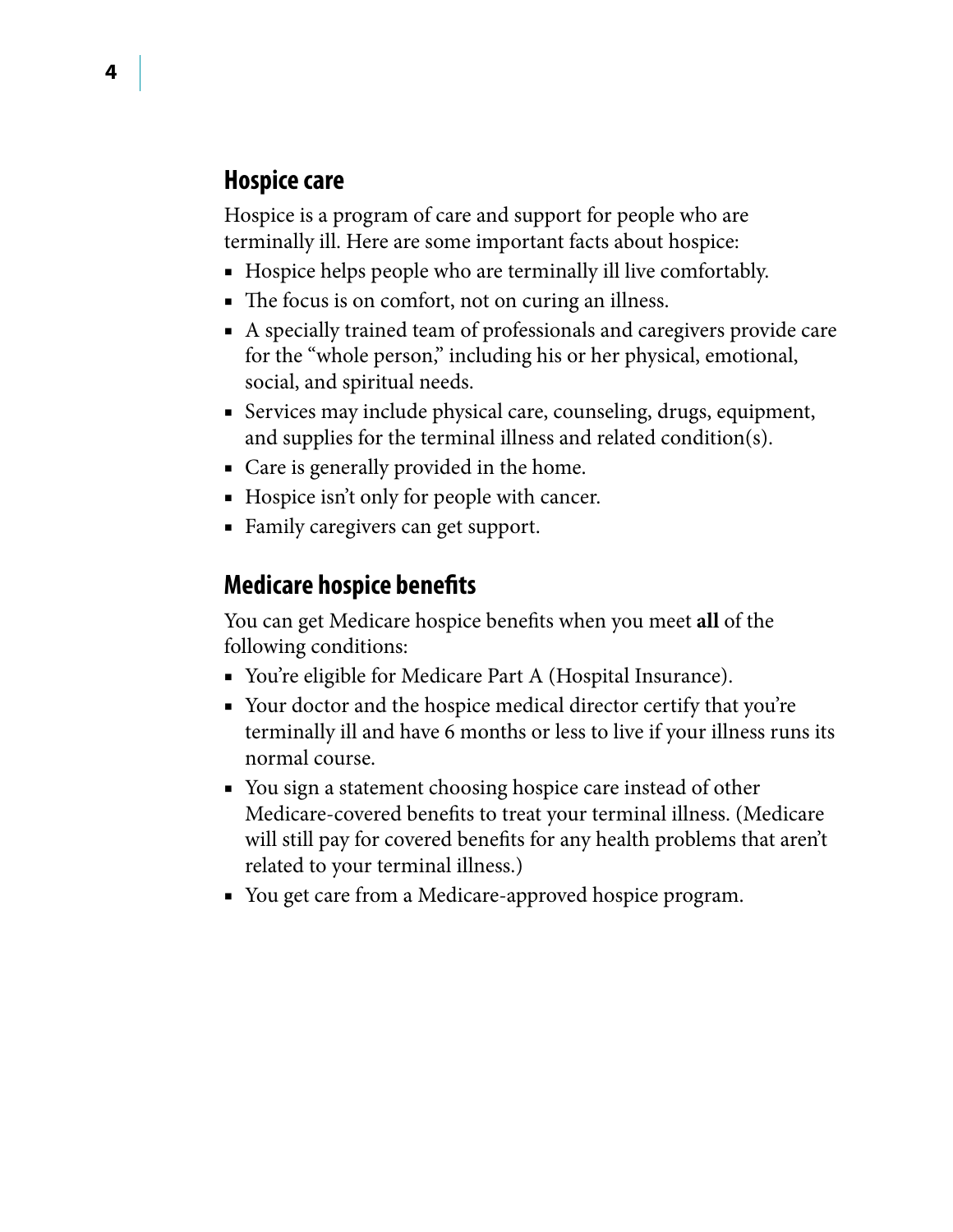## Hospice care

Hospice is a program of care and support for people who are terminally ill. Here are some important facts about hospice:

- Hospice helps people who are terminally ill live comfortably.
- The focus is on comfort, not on curing an illness.
- A specially trained team of professionals and caregivers provide care for the "whole person," including his or her physical, emotional, social, and spiritual needs.
- Services may include physical care, counseling, drugs, equipment, and supplies for the terminal illness and related condition(s).
- Care is generally provided in the home.
- Hospice isn't only for people with cancer.
- Family caregivers can get support.

## Medicare hospice benefits

You can get Medicare hospice benefits when you meet **all** of the following conditions:

- You're eligible for Medicare Part A (Hospital Insurance).
- Your doctor and the hospice medical director certify that you're terminally ill and have 6 months or less to live if your illness runs its normal course.
- You sign a statement choosing hospice care instead of other Medicare-covered benefits to treat your terminal illness. (Medicare will still pay for covered benefits for any health problems that aren't related to your terminal illness.)
- You get care from a Medicare-approved hospice program.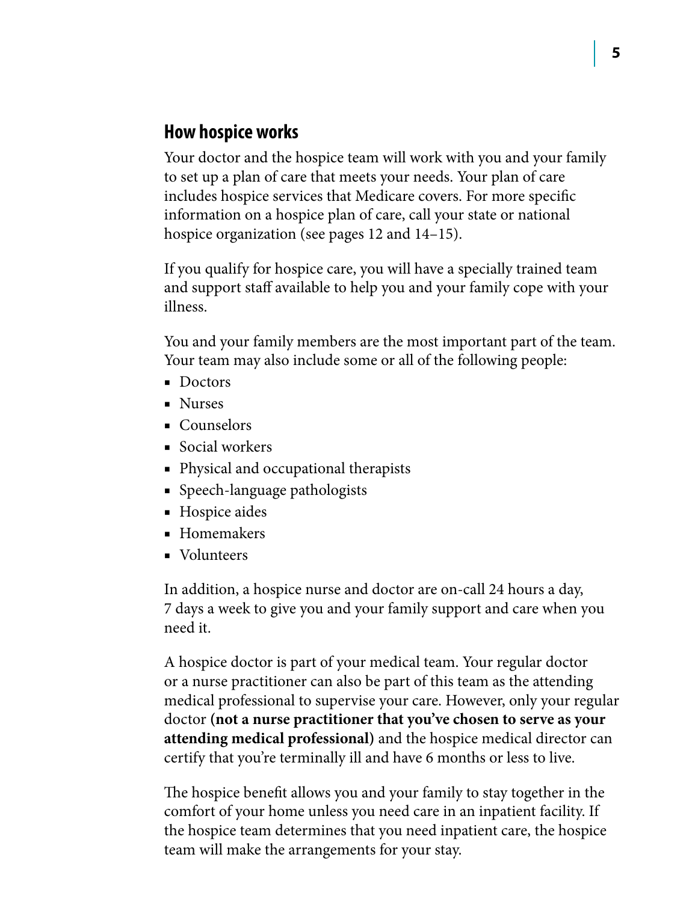## How hospice works

Your doctor and the hospice team will work with you and your family to set up a plan of care that meets your needs. Your plan of care includes hospice services that Medicare covers. For more specific information on a hospice plan of care, call your state or national hospice organization (see pages 12 and 14–15).

If you qualify for hospice care, you will have a specially trained team and support staff available to help you and your family cope with your illness.

You and your family members are the most important part of the team. Your team may also include some or all of the following people:

- Doctors
- Nurses
- Counselors
- Social workers
- Physical and occupational therapists
- Speech-language pathologists
- Hospice aides
- Homemakers
- Volunteers

In addition, a hospice nurse and doctor are on-call 24 hours a day, 7 days a week to give you and your family support and care when you need it.

A hospice doctor is part of your medical team. Your regular doctor or a nurse practitioner can also be part of this team as the attending medical professional to supervise your care. However, only your regular doctor **(not a nurse practitioner that you've chosen to serve as your attending medical professional)** and the hospice medical director can certify that you're terminally ill and have 6 months or less to live.

The hospice benefit allows you and your family to stay together in the comfort of your home unless you need care in an inpatient facility. If the hospice team determines that you need inpatient care, the hospice team will make the arrangements for your stay.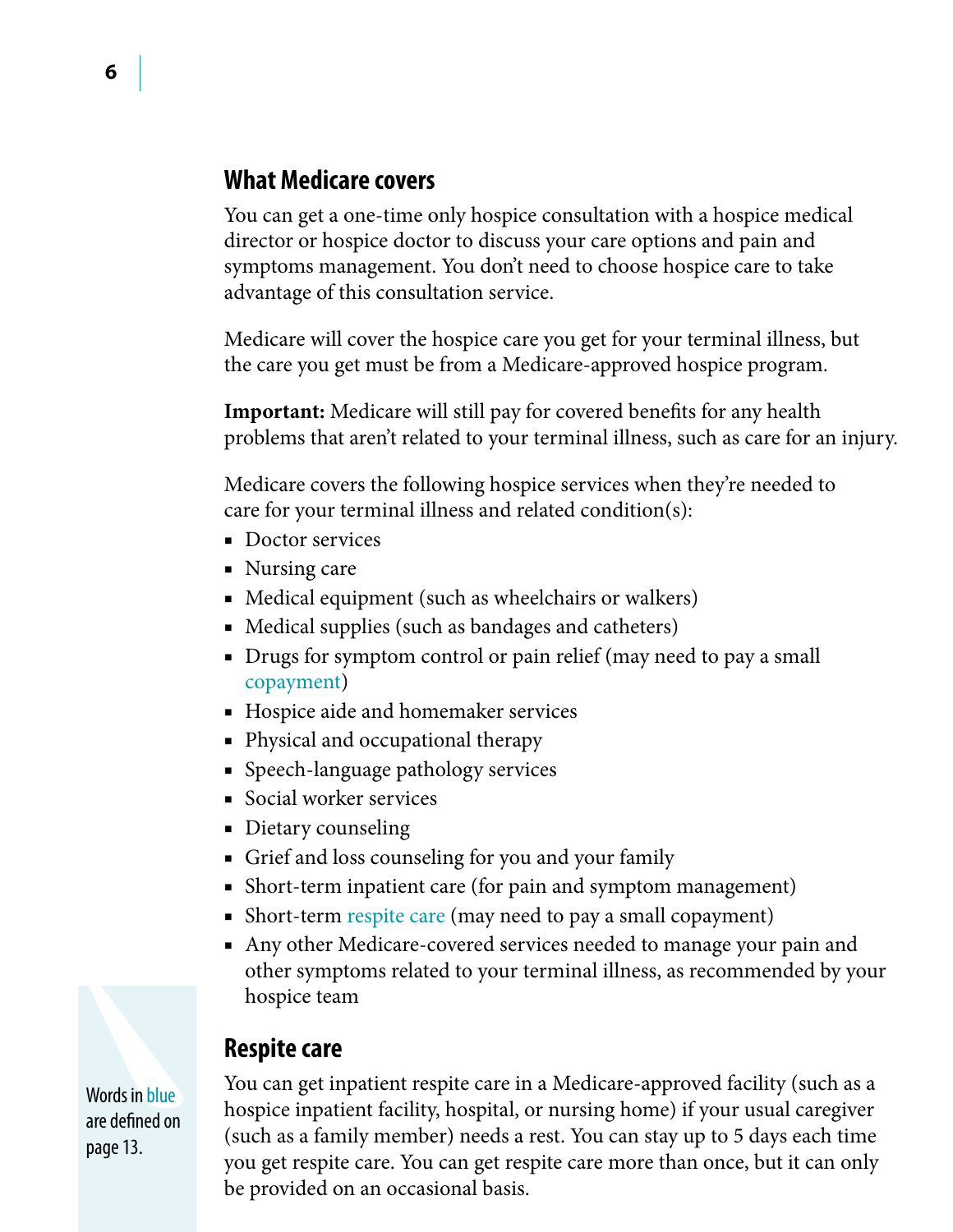## What Medicare covers

You can get a one-time only hospice consultation with a hospice medical director or hospice doctor to discuss your care options and pain and symptoms management. You don't need to choose hospice care to take advantage of this consultation service.

Medicare will cover the hospice care you get for your terminal illness, but the care you get must be from a Medicare-approved hospice program.

**Important:** Medicare will still pay for covered benefits for any health problems that aren't related to your terminal illness, such as care for an injury.

Medicare covers the following hospice services when they're needed to care for your terminal illness and related condition(s):

- Doctor services
- Nursing care
- Medical equipment (such as wheelchairs or walkers)
- Medical supplies (such as bandages and catheters)
- Drugs for symptom control or pain relief (may need to pay a small copayment)
- Hospice aide and homemaker services
- Physical and occupational therapy
- Speech-language pathology services
- Social worker services
- Dietary counseling
- Grief and loss counseling for you and your family
- Short-term inpatient care (for pain and symptom management)
- Short-term respite care (may need to pay a small copayment)
- Any other Medicare-covered services needed to manage your pain and other symptoms related to your terminal illness, as recommended by your hospice team

Words in blue are defined on page 13.

## Respite care

You can get inpatient respite care in a Medicare-approved facility (such as a hospice inpatient facility, hospital, or nursing home) if your usual caregiver (such as a family member) needs a rest. You can stay up to 5 days each time you get respite care. You can get respite care more than once, but it can only be provided on an occasional basis.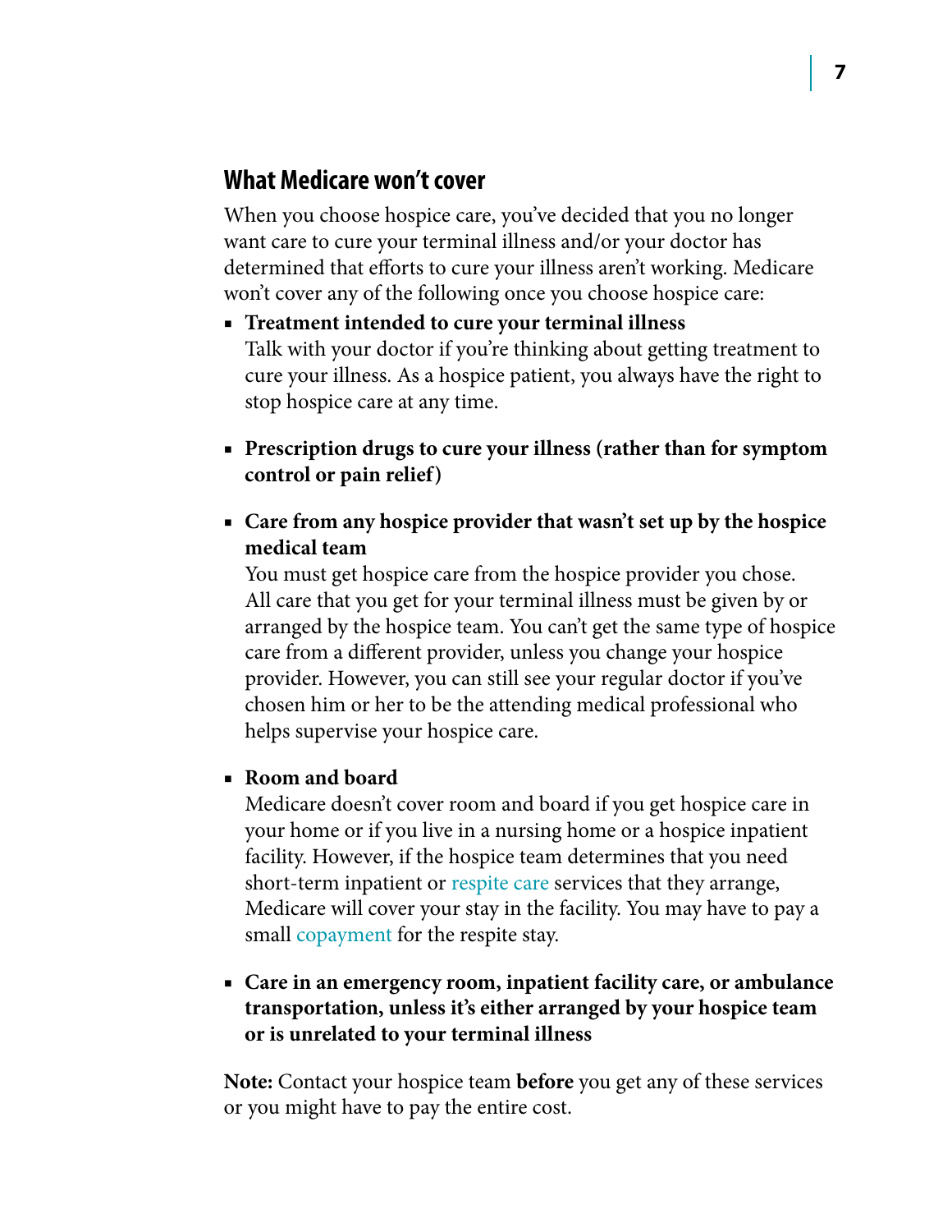## What Medicare won't cover

When you choose hospice care, you've decided that you no longer want care to cure your terminal illness and/or your doctor has determined that efforts to cure your illness aren't working. Medicare won't cover any of the following once you choose hospice care:

- **Treatment intended to cure your terminal illness**
  Talk with your doctor if you're thinking about getting treatment to cure your illness. As a hospice patient, you always have the right to stop hospice care at any time.

- **Prescription drugs to cure your illness (rather than for symptom control or pain relief)**

- **Care from any hospice provider that wasn't set up by the hospice medical team**
  You must get hospice care from the hospice provider you chose. All care that you get for your terminal illness must be given by or arranged by the hospice team. You can't get the same type of hospice care from a different provider, unless you change your hospice provider. However, you can still see your regular doctor if you've chosen him or her to be the attending medical professional who helps supervise your hospice care.

- **Room and board**
  Medicare doesn't cover room and board if you get hospice care in your home or if you live in a nursing home or a hospice inpatient facility. However, if the hospice team determines that you need short-term inpatient or respite care services that they arrange, Medicare will cover your stay in the facility. You may have to pay a small copayment for the respite stay.

- **Care in an emergency room, inpatient facility care, or ambulance transportation, unless it's either arranged by your hospice team or is unrelated to your terminal illness**

**Note:** Contact your hospice team **before** you get any of these services or you might have to pay the entire cost.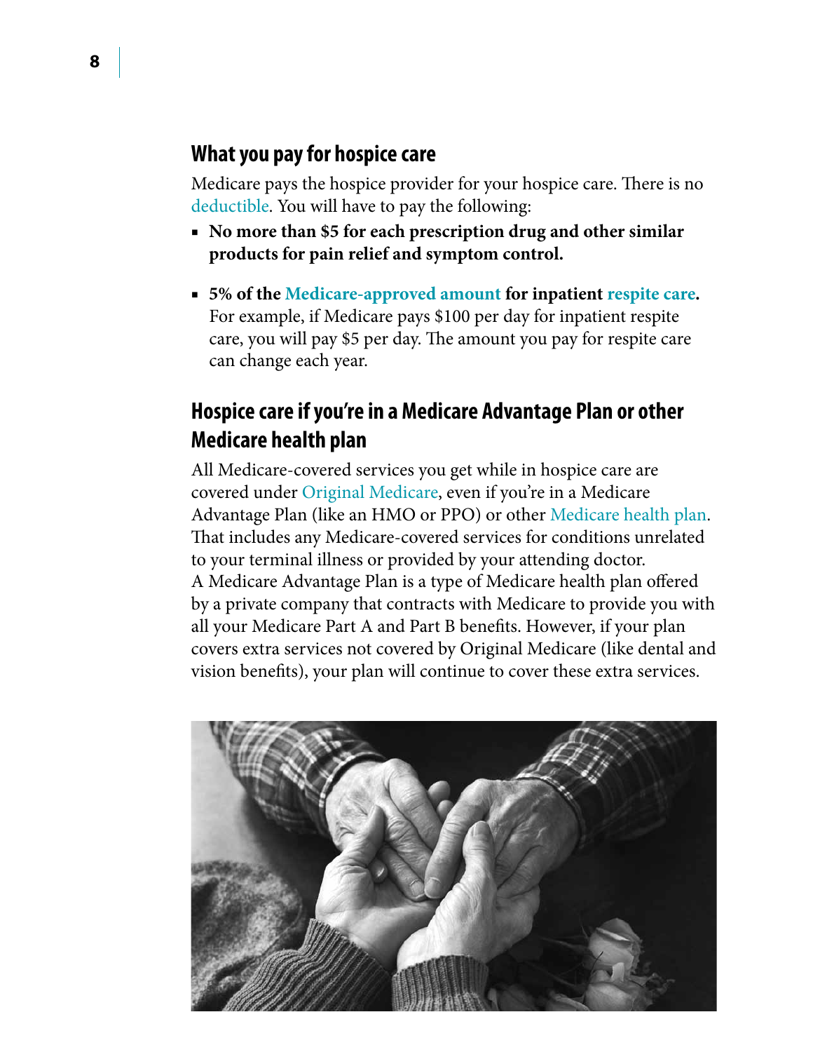## What you pay for hospice care

Medicare pays the hospice provider for your hospice care. There is no deductible. You will have to pay the following:

- **No more than $5 for each prescription drug and other similar products for pain relief and symptom control.**
- **5% of the Medicare-approved amount for inpatient respite care.** For example, if Medicare pays $100 per day for inpatient respite care, you will pay $5 per day. The amount you pay for respite care can change each year.

## Hospice care if you're in a Medicare Advantage Plan or other Medicare health plan

All Medicare-covered services you get while in hospice care are covered under Original Medicare, even if you're in a Medicare Advantage Plan (like an HMO or PPO) or other Medicare health plan. That includes any Medicare-covered services for conditions unrelated to your terminal illness or provided by your attending doctor. A Medicare Advantage Plan is a type of Medicare health plan offered by a private company that contracts with Medicare to provide you with all your Medicare Part A and Part B benefits. However, if your plan covers extra services not covered by Original Medicare (like dental and vision benefits), your plan will continue to cover these extra services.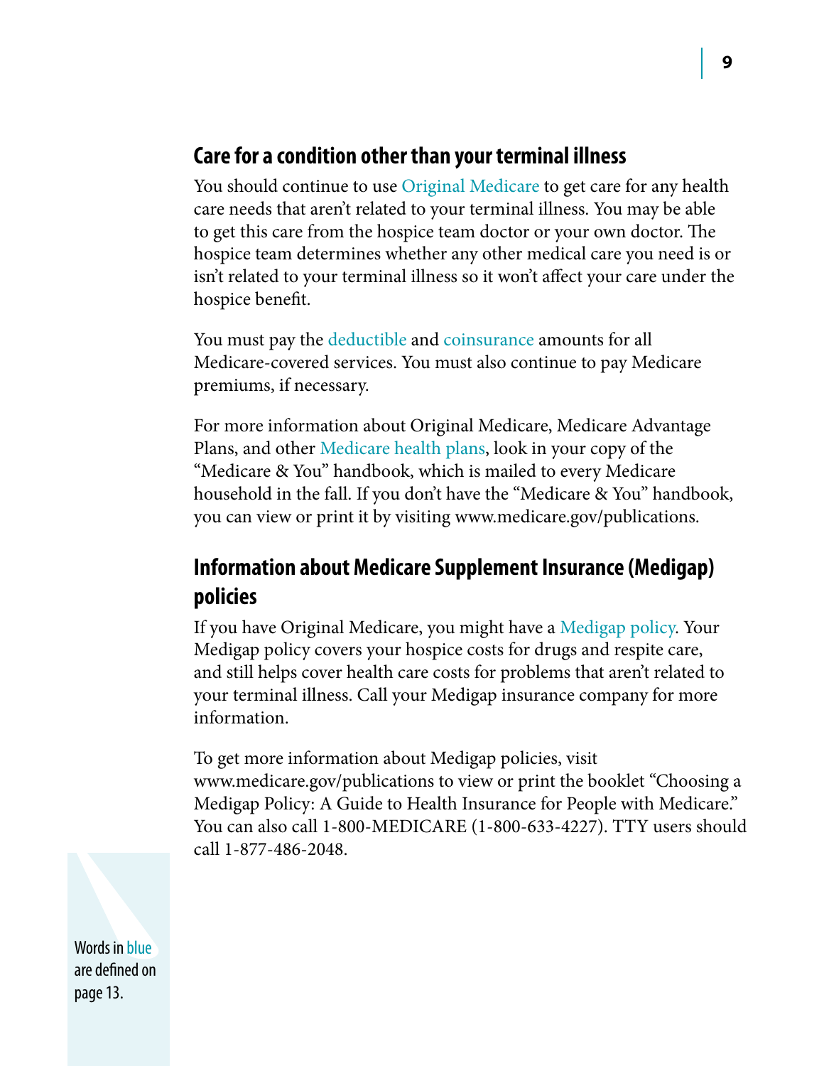## Care for a condition other than your terminal illness

You should continue to use Original Medicare to get care for any health care needs that aren't related to your terminal illness. You may be able to get this care from the hospice team doctor or your own doctor. The hospice team determines whether any other medical care you need is or isn't related to your terminal illness so it won't affect your care under the hospice benefit.

You must pay the deductible and coinsurance amounts for all Medicare-covered services. You must also continue to pay Medicare premiums, if necessary.

For more information about Original Medicare, Medicare Advantage Plans, and other Medicare health plans, look in your copy of the "Medicare & You" handbook, which is mailed to every Medicare household in the fall. If you don't have the "Medicare & You" handbook, you can view or print it by visiting www.medicare.gov/publications.

## Information about Medicare Supplement Insurance (Medigap) policies

If you have Original Medicare, you might have a Medigap policy. Your Medigap policy covers your hospice costs for drugs and respite care, and still helps cover health care costs for problems that aren't related to your terminal illness. Call your Medigap insurance company for more information.

To get more information about Medigap policies, visit www.medicare.gov/publications to view or print the booklet "Choosing a Medigap Policy: A Guide to Health Insurance for People with Medicare." You can also call 1-800-MEDICARE (1-800-633-4227). TTY users should call 1-877-486-2048.

Words in blue are defined on page 13.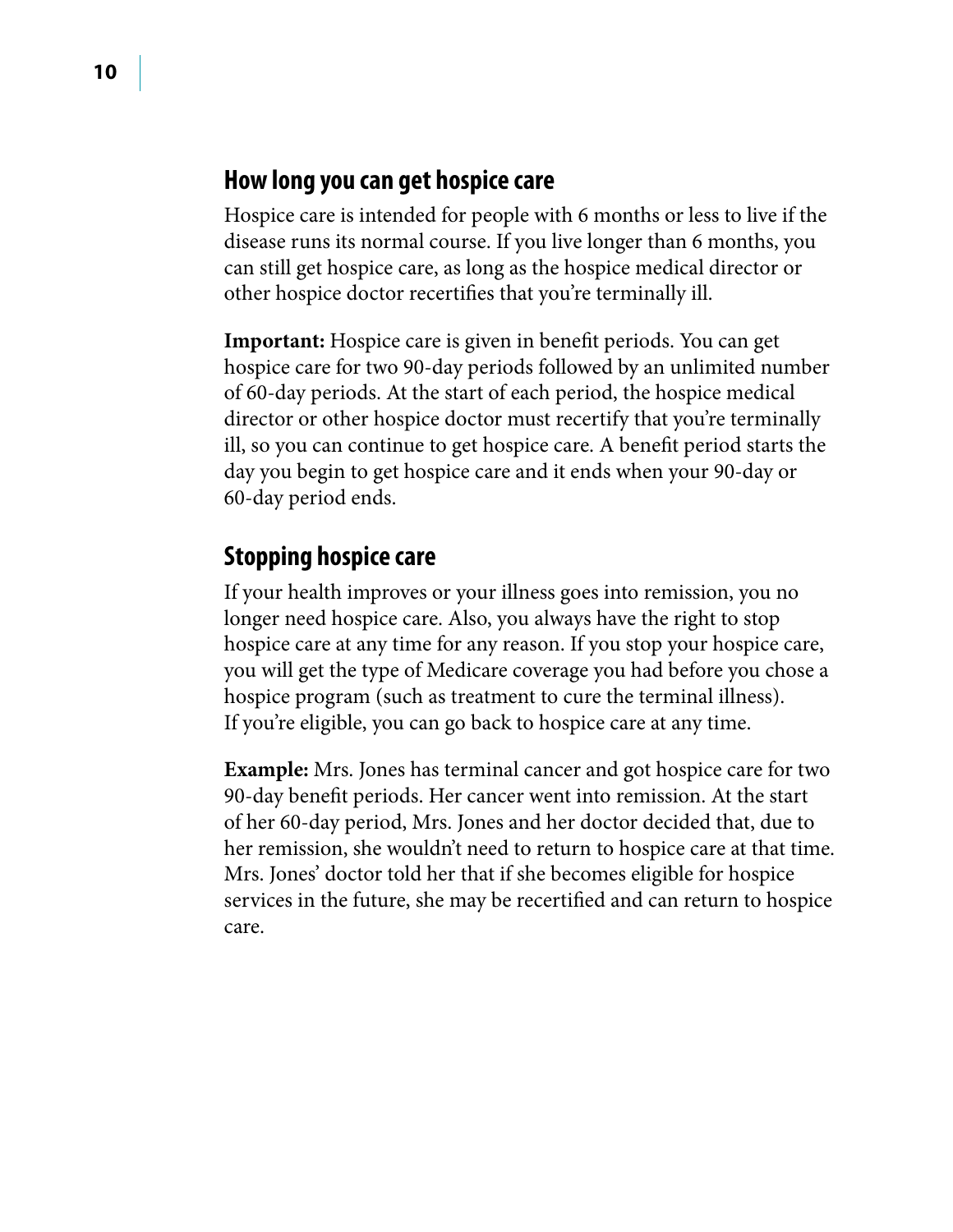## How long you can get hospice care

Hospice care is intended for people with 6 months or less to live if the disease runs its normal course. If you live longer than 6 months, you can still get hospice care, as long as the hospice medical director or other hospice doctor recertifies that you're terminally ill.

**Important:** Hospice care is given in benefit periods. You can get hospice care for two 90-day periods followed by an unlimited number of 60-day periods. At the start of each period, the hospice medical director or other hospice doctor must recertify that you're terminally ill, so you can continue to get hospice care. A benefit period starts the day you begin to get hospice care and it ends when your 90-day or 60-day period ends.

## Stopping hospice care

If your health improves or your illness goes into remission, you no longer need hospice care. Also, you always have the right to stop hospice care at any time for any reason. If you stop your hospice care, you will get the type of Medicare coverage you had before you chose a hospice program (such as treatment to cure the terminal illness). If you're eligible, you can go back to hospice care at any time.

**Example:** Mrs. Jones has terminal cancer and got hospice care for two 90-day benefit periods. Her cancer went into remission. At the start of her 60-day period, Mrs. Jones and her doctor decided that, due to her remission, she wouldn't need to return to hospice care at that time. Mrs. Jones' doctor told her that if she becomes eligible for hospice services in the future, she may be recertified and can return to hospice care.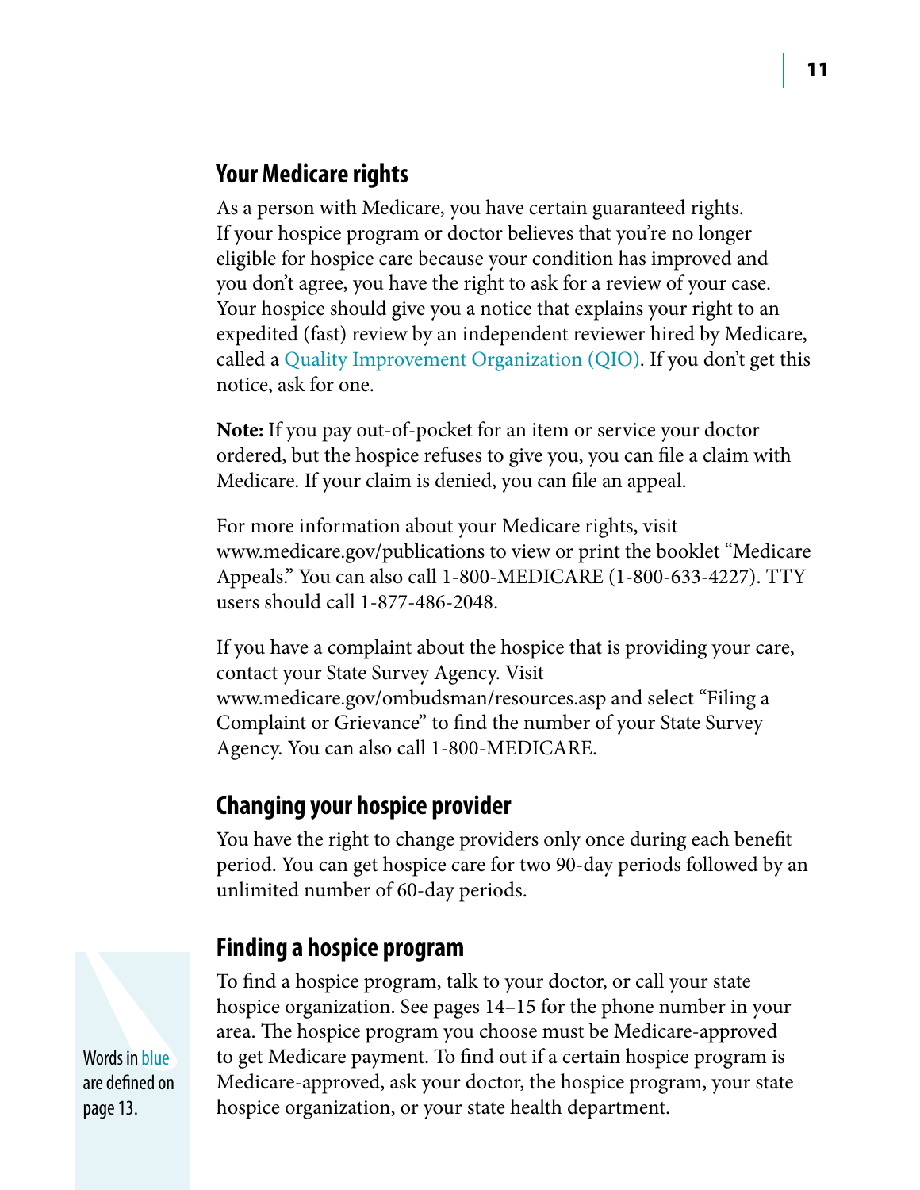## Your Medicare rights

As a person with Medicare, you have certain guaranteed rights. If your hospice program or doctor believes that you're no longer eligible for hospice care because your condition has improved and you don't agree, you have the right to ask for a review of your case. Your hospice should give you a notice that explains your right to an expedited (fast) review by an independent reviewer hired by Medicare, called a Quality Improvement Organization (QIO). If you don't get this notice, ask for one.

**Note:** If you pay out-of-pocket for an item or service your doctor ordered, but the hospice refuses to give you, you can file a claim with Medicare. If your claim is denied, you can file an appeal.

For more information about your Medicare rights, visit www.medicare.gov/publications to view or print the booklet "Medicare Appeals." You can also call 1-800-MEDICARE (1-800-633-4227). TTY users should call 1-877-486-2048.

If you have a complaint about the hospice that is providing your care, contact your State Survey Agency. Visit www.medicare.gov/ombudsman/resources.asp and select "Filing a Complaint or Grievance" to find the number of your State Survey Agency. You can also call 1-800-MEDICARE.

## Changing your hospice provider

You have the right to change providers only once during each benefit period. You can get hospice care for two 90-day periods followed by an unlimited number of 60-day periods.

## Finding a hospice program

To find a hospice program, talk to your doctor, or call your state hospice organization. See pages 14–15 for the phone number in your area. The hospice program you choose must be Medicare-approved to get Medicare payment. To find out if a certain hospice program is Medicare-approved, ask your doctor, the hospice program, your state hospice organization, or your state health department.

Words in blue are defined on page 13.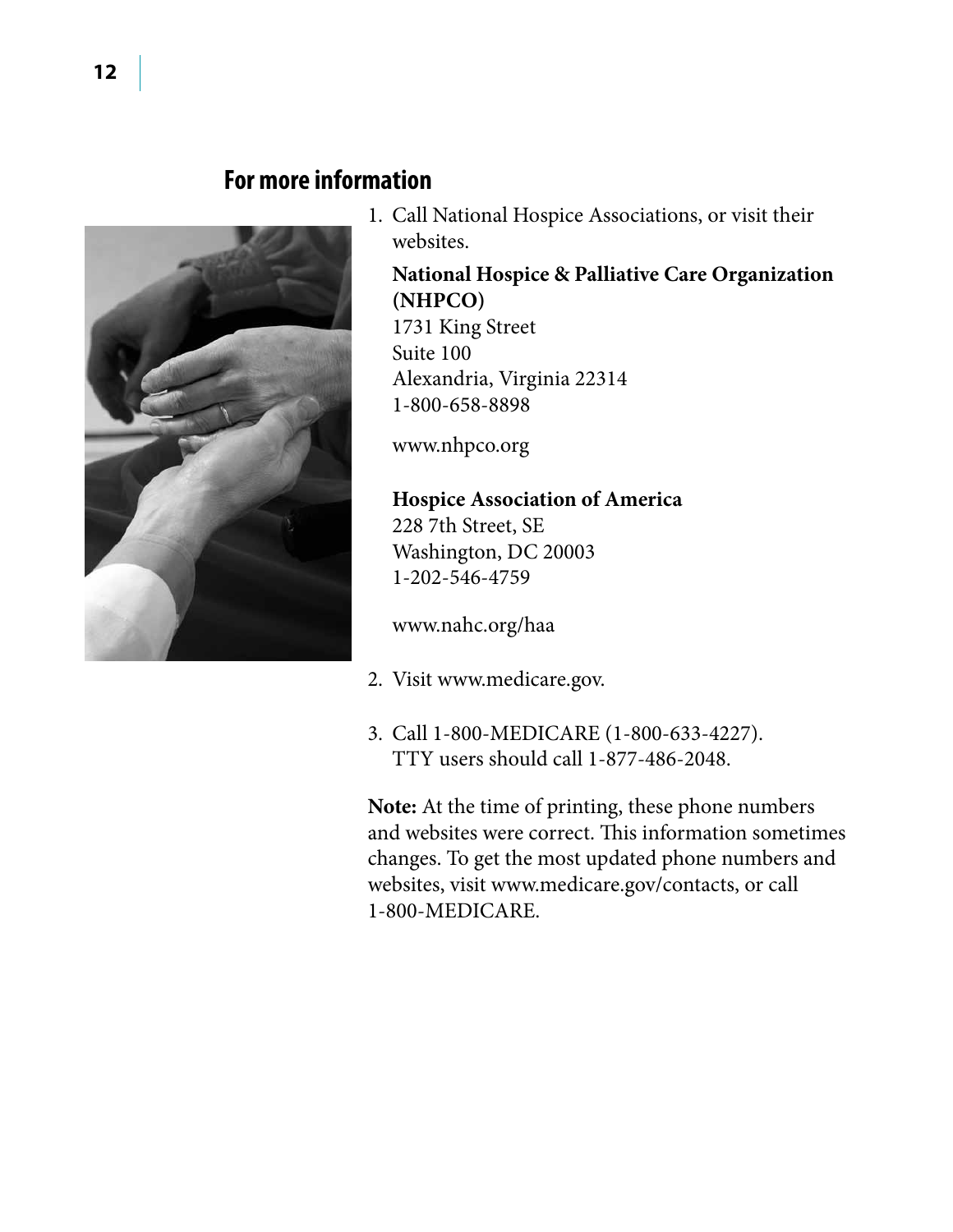## For more information

1. Call National Hospice Associations, or visit their websites.

   **National Hospice & Palliative Care Organization (NHPCO)**
   1731 King Street
   Suite 100
   Alexandria, Virginia 22314
   1-800-658-8898

   www.nhpco.org

   **Hospice Association of America**
   228 7th Street, SE
   Washington, DC 20003
   1-202-546-4759

   www.nahc.org/haa

2. Visit www.medicare.gov.

3. Call 1-800-MEDICARE (1-800-633-4227). TTY users should call 1-877-486-2048.

**Note:** At the time of printing, these phone numbers and websites were correct. This information sometimes changes. To get the most updated phone numbers and websites, visit www.medicare.gov/contacts, or call 1-800-MEDICARE.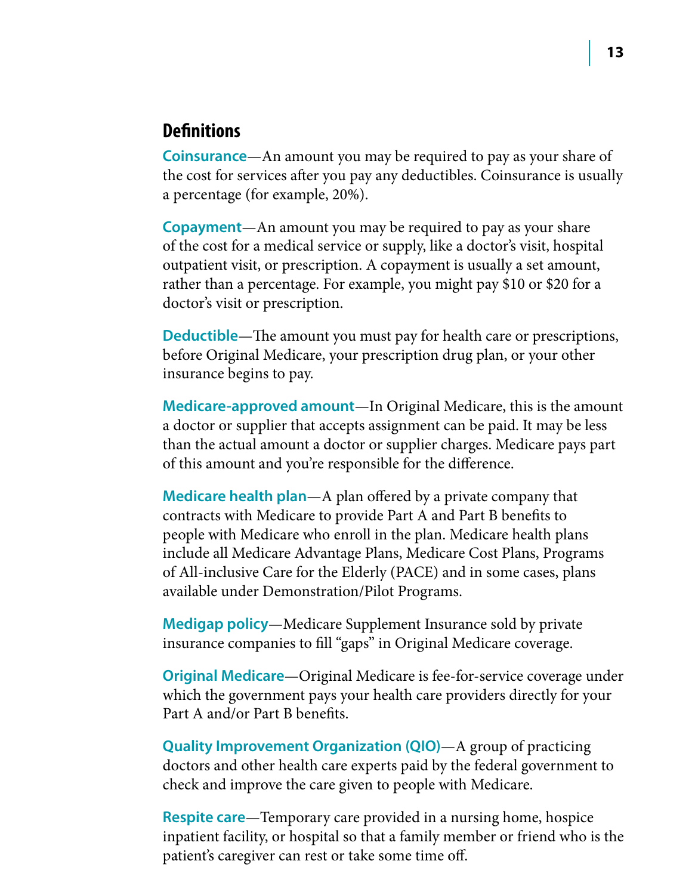## Definitions

**Coinsurance**—An amount you may be required to pay as your share of the cost for services after you pay any deductibles. Coinsurance is usually a percentage (for example, 20%).

**Copayment**—An amount you may be required to pay as your share of the cost for a medical service or supply, like a doctor's visit, hospital outpatient visit, or prescription. A copayment is usually a set amount, rather than a percentage. For example, you might pay $10 or $20 for a doctor's visit or prescription.

**Deductible**—The amount you must pay for health care or prescriptions, before Original Medicare, your prescription drug plan, or your other insurance begins to pay.

**Medicare-approved amount**—In Original Medicare, this is the amount a doctor or supplier that accepts assignment can be paid. It may be less than the actual amount a doctor or supplier charges. Medicare pays part of this amount and you're responsible for the difference.

**Medicare health plan**—A plan offered by a private company that contracts with Medicare to provide Part A and Part B benefits to people with Medicare who enroll in the plan. Medicare health plans include all Medicare Advantage Plans, Medicare Cost Plans, Programs of All-inclusive Care for the Elderly (PACE) and in some cases, plans available under Demonstration/Pilot Programs.

**Medigap policy**—Medicare Supplement Insurance sold by private insurance companies to fill "gaps" in Original Medicare coverage.

**Original Medicare**—Original Medicare is fee-for-service coverage under which the government pays your health care providers directly for your Part A and/or Part B benefits.

**Quality Improvement Organization (QIO)**—A group of practicing doctors and other health care experts paid by the federal government to check and improve the care given to people with Medicare.

**Respite care**—Temporary care provided in a nursing home, hospice inpatient facility, or hospital so that a family member or friend who is the patient's caregiver can rest or take some time off.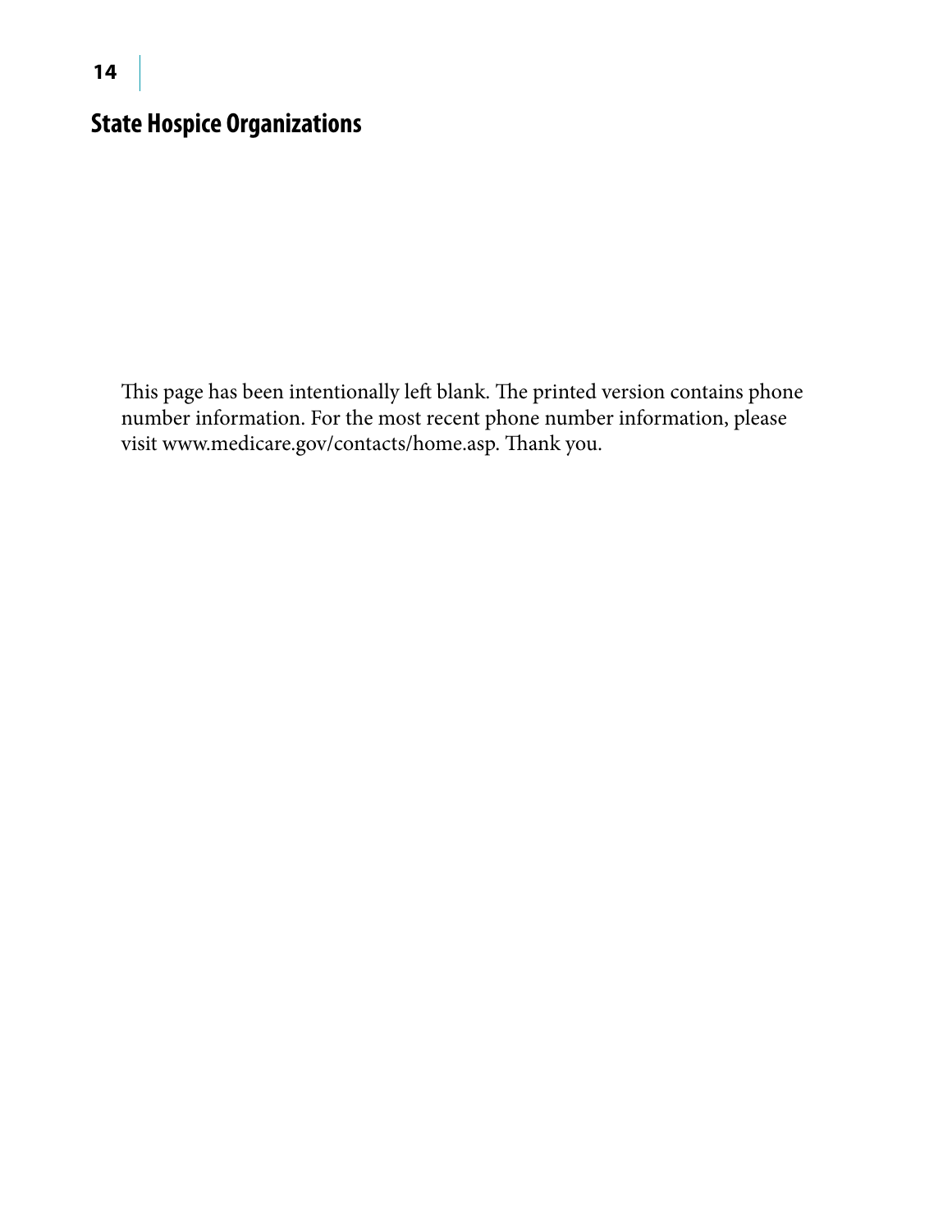## State Hospice Organizations

This page has been intentionally left blank. The printed version contains phone number information. For the most recent phone number information, please visit www.medicare.gov/contacts/home.asp. Thank you.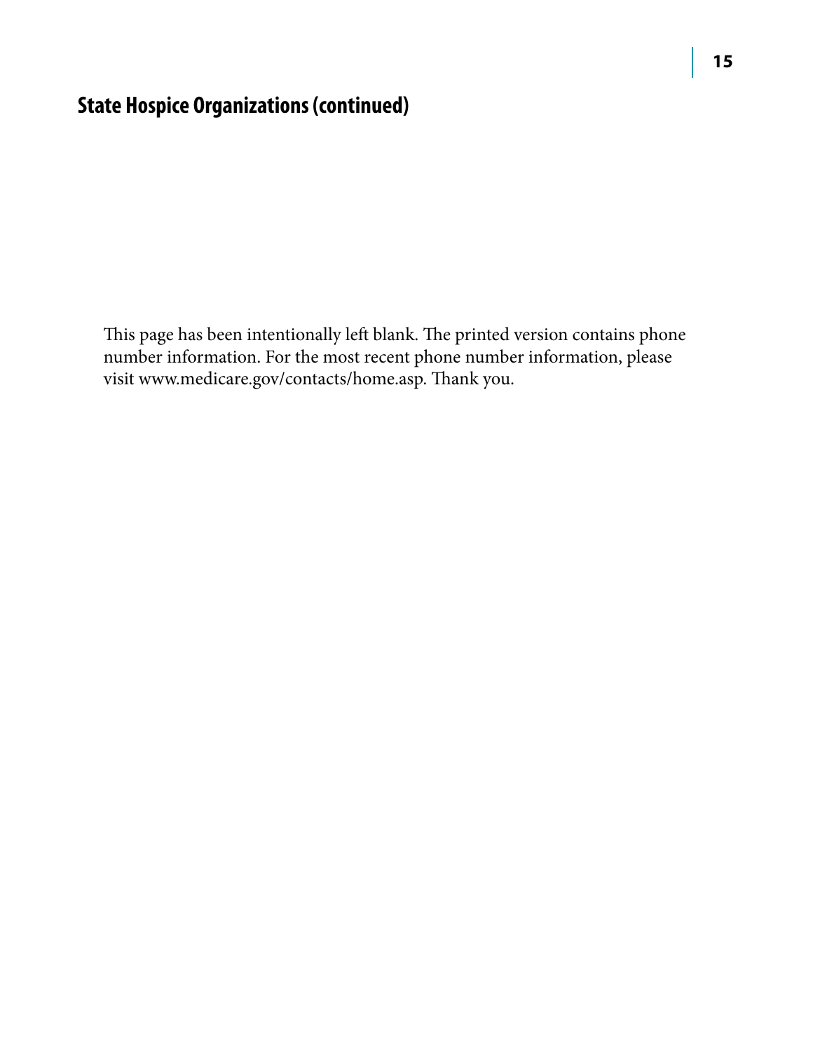## State Hospice Organizations (continued)

This page has been intentionally left blank. The printed version contains phone number information. For the most recent phone number information, please visit www.medicare.gov/contacts/home.asp. Thank you.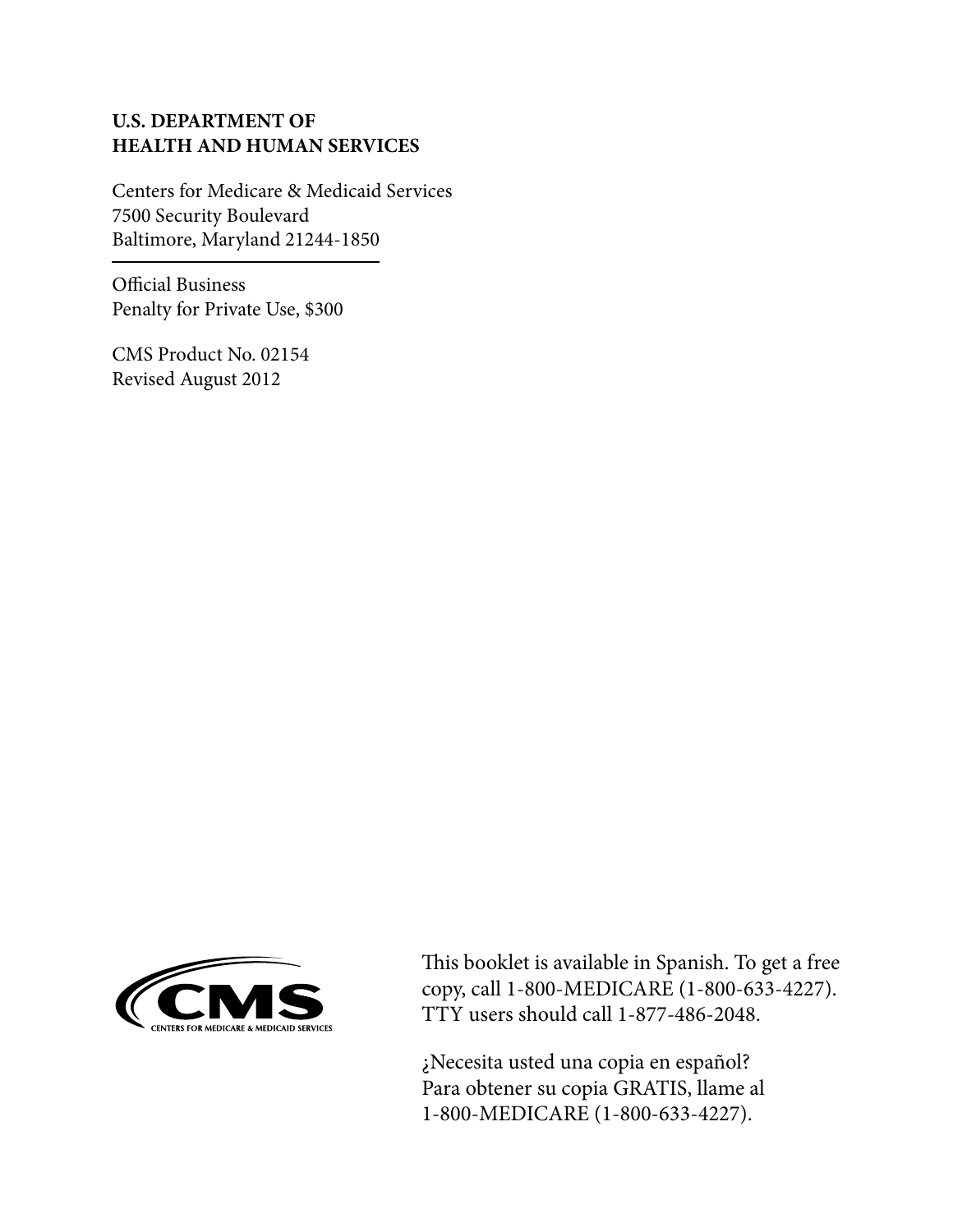**U.S. DEPARTMENT OF**
**HEALTH AND HUMAN SERVICES**

Centers for Medicare & Medicaid Services
7500 Security Boulevard
Baltimore, Maryland 21244-1850

---

Official Business
Penalty for Private Use, $300

CMS Product No. 02154
Revised August 2012

CMS
CENTERS FOR MEDICARE & MEDICAID SERVICES

This booklet is available in Spanish. To get a free copy, call 1-800-MEDICARE (1-800-633-4227). TTY users should call 1-877-486-2048.

¿Necesita usted una copia en español?
Para obtener su copia GRATIS, llame al
1-800-MEDICARE (1-800-633-4227).